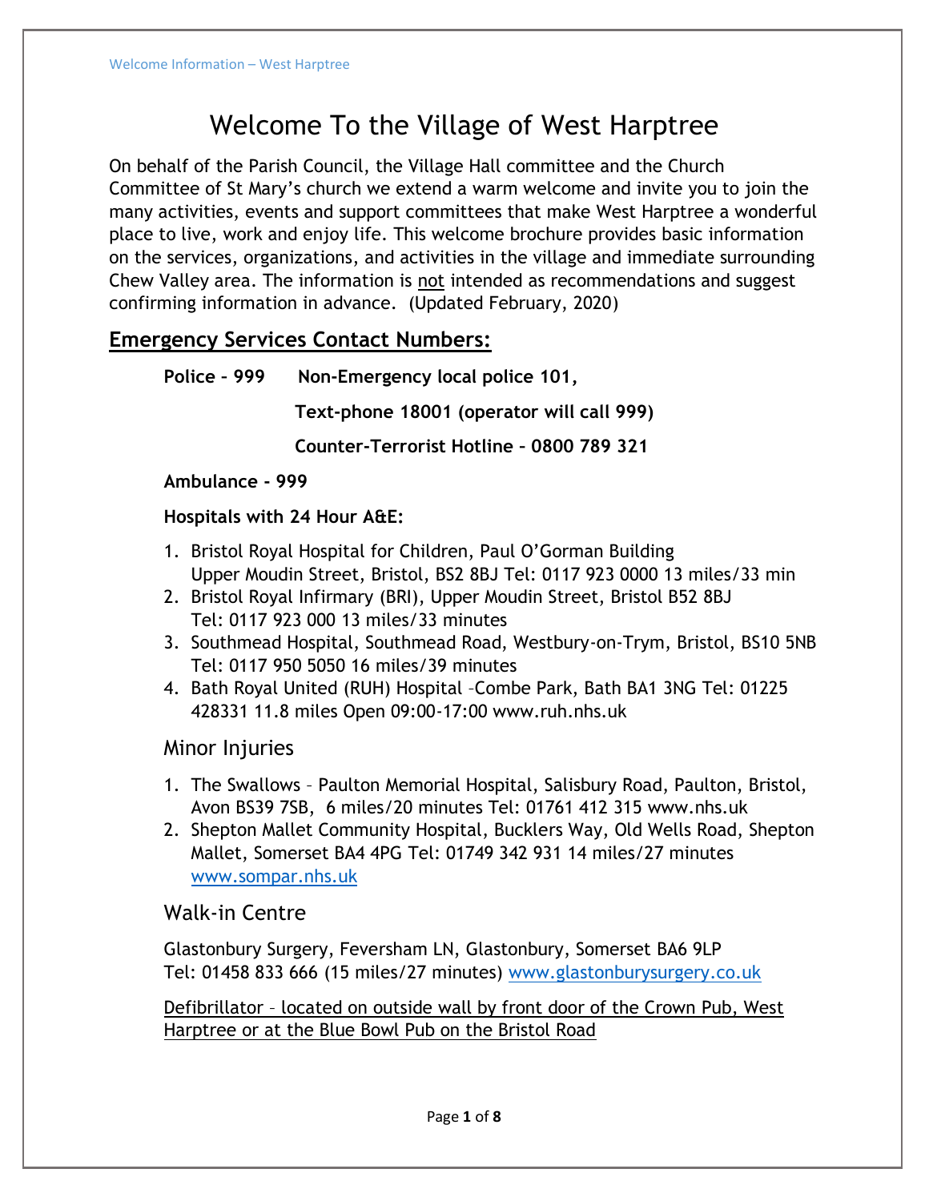# Welcome To the Village of West Harptree

On behalf of the Parish Council, the Village Hall committee and the Church Committee of St Mary's church we extend a warm welcome and invite you to join the many activities, events and support committees that make West Harptree a wonderful place to live, work and enjoy life. This welcome brochure provides basic information on the services, organizations, and activities in the village and immediate surrounding Chew Valley area. The information is not intended as recommendations and suggest confirming information in advance. (Updated February, 2020)

## Emergency Services Contact Numbers:

**Police – 999 Non-Emergency local police 101,**

**Text-phone 18001 (operator will call 999)**

**Counter-Terrorist Hotline – 0800 789 321**

**Ambulance - 999**

**Hospitals with 24 Hour A&E:**

1. Bristol Royal Hospital for Children, Paul O'Gorman Building Upper Moudin Street, Bristol, BS2 8BJ Tel: 0117 923 0000 13 miles/33 min
2. Bristol Royal Infirmary (BRI), Upper Moudin Street, Bristol B52 8BJ Tel: 0117 923 000 13 miles/33 minutes
3. Southmead Hospital, Southmead Road, Westbury-on-Trym, Bristol, BS10 5NB Tel: 0117 950 5050 16 miles/39 minutes
4. Bath Royal United (RUH) Hospital –Combe Park, Bath BA1 3NG Tel: 01225 428331 11.8 miles Open 09:00-17:00 www.ruh.nhs.uk

### Minor Injuries

1. The Swallows – Paulton Memorial Hospital, Salisbury Road, Paulton, Bristol, Avon BS39 7SB, 6 miles/20 minutes Tel: 01761 412 315 www.nhs.uk
2. Shepton Mallet Community Hospital, Bucklers Way, Old Wells Road, Shepton Mallet, Somerset BA4 4PG Tel: 01749 342 931 14 miles/27 minutes www.sompar.nhs.uk

### Walk-in Centre

Glastonbury Surgery, Feversham LN, Glastonbury, Somerset BA6 9LP
Tel: 01458 833 666 (15 miles/27 minutes) www.glastonburysurgery.co.uk

Defibrillator – located on outside wall by front door of the Crown Pub, West Harptree or at the Blue Bowl Pub on the Bristol Road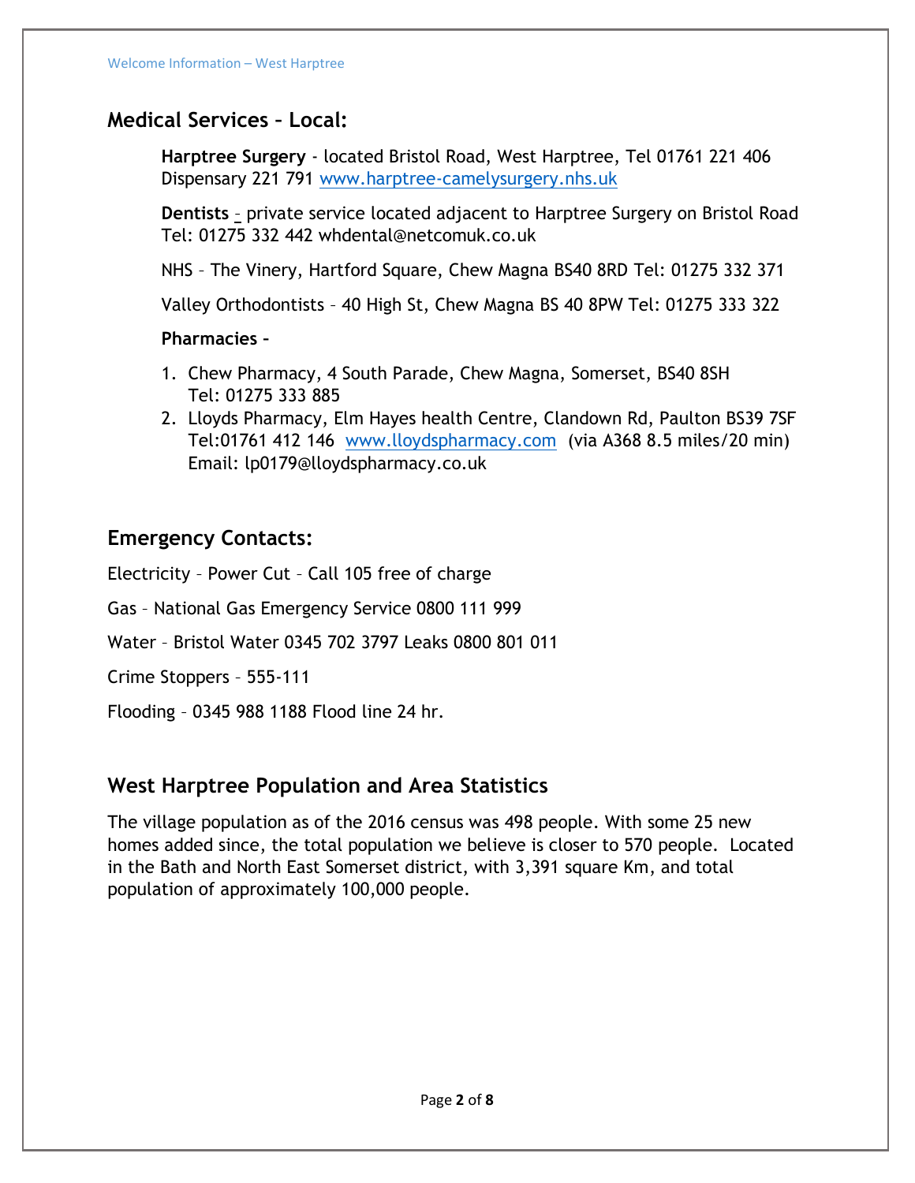## Medical Services – Local:

**Harptree Surgery** - located Bristol Road, West Harptree, Tel 01761 221 406 Dispensary 221 791 www.harptree-camelysurgery.nhs.uk

**Dentists** – private service located adjacent to Harptree Surgery on Bristol Road Tel: 01275 332 442 whdental@netcomuk.co.uk

NHS – The Vinery, Hartford Square, Chew Magna BS40 8RD Tel: 01275 332 371

Valley Orthodontists – 40 High St, Chew Magna BS 40 8PW Tel: 01275 333 322

**Pharmacies –**

1. Chew Pharmacy, 4 South Parade, Chew Magna, Somerset, BS40 8SH
   Tel: 01275 333 885
2. Lloyds Pharmacy, Elm Hayes health Centre, Clandown Rd, Paulton BS39 7SF
   Tel:01761 412 146 www.lloydspharmacy.com (via A368 8.5 miles/20 min)
   Email: lp0179@lloydspharmacy.co.uk

## Emergency Contacts:

Electricity – Power Cut – Call 105 free of charge

Gas – National Gas Emergency Service 0800 111 999

Water – Bristol Water 0345 702 3797 Leaks 0800 801 011

Crime Stoppers – 555-111

Flooding – 0345 988 1188 Flood line 24 hr.

## West Harptree Population and Area Statistics

The village population as of the 2016 census was 498 people. With some 25 new homes added since, the total population we believe is closer to 570 people. Located in the Bath and North East Somerset district, with 3,391 square Km, and total population of approximately 100,000 people.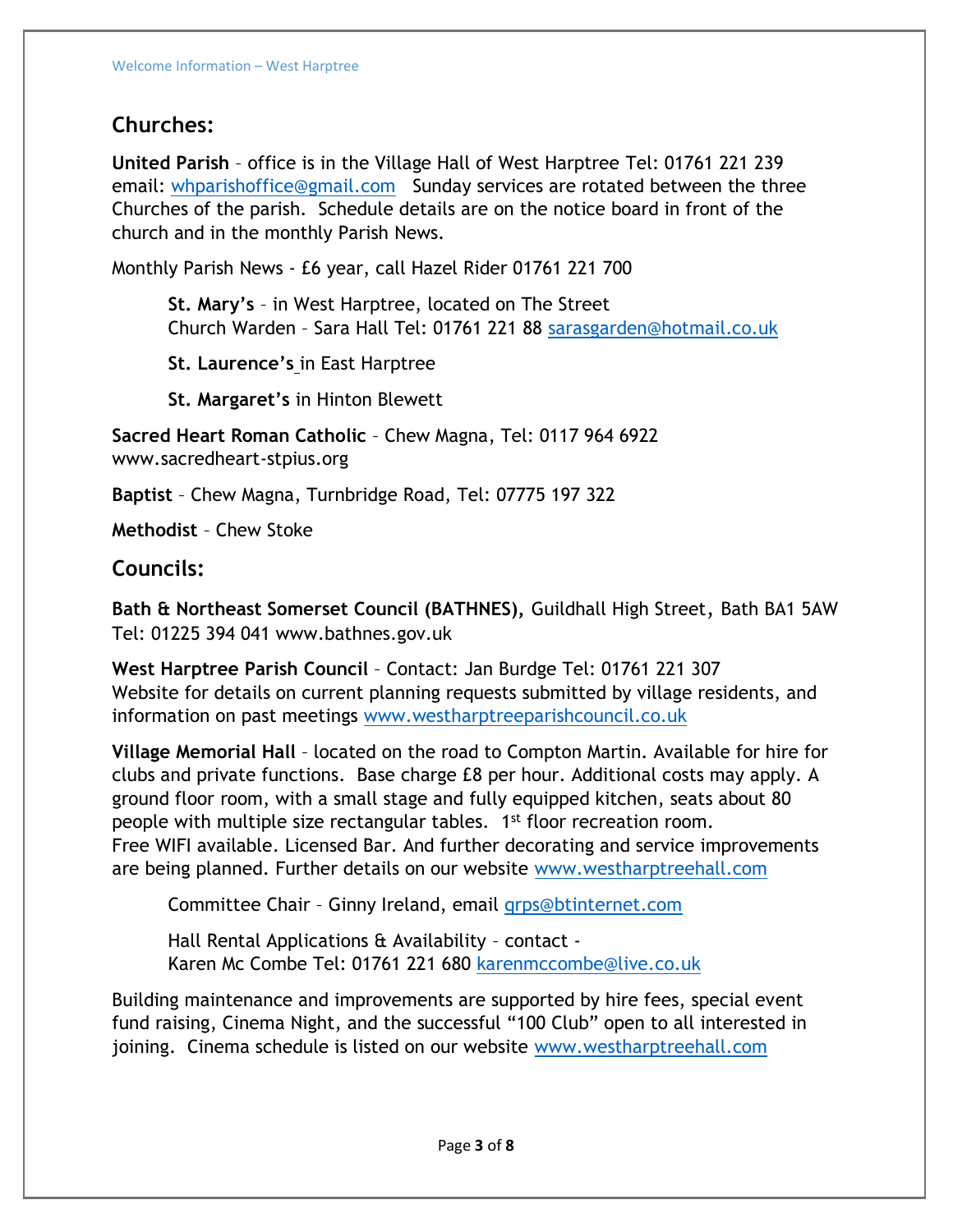## Churches:

**United Parish** – office is in the Village Hall of West Harptree Tel: 01761 221 239 email: whparishoffice@gmail.com Sunday services are rotated between the three Churches of the parish. Schedule details are on the notice board in front of the church and in the monthly Parish News.

Monthly Parish News - £6 year, call Hazel Rider 01761 221 700

> **St. Mary's** – in West Harptree, located on The Street
> Church Warden – Sara Hall Tel: 01761 221 88 sarasgarden@hotmail.co.uk
>
> **St. Laurence's** in East Harptree
>
> **St. Margaret's** in Hinton Blewett

**Sacred Heart Roman Catholic** – Chew Magna, Tel: 0117 964 6922
www.sacredheart-stpius.org

**Baptist** – Chew Magna, Turnbridge Road, Tel: 07775 197 322

**Methodist** – Chew Stoke

## Councils:

**Bath & Northeast Somerset Council (BATHNES),** Guildhall High Street, Bath BA1 5AW
Tel: 01225 394 041 www.bathnes.gov.uk

**West Harptree Parish Council** – Contact: Jan Burdge Tel: 01761 221 307
Website for details on current planning requests submitted by village residents, and information on past meetings www.westharptreeparishcouncil.co.uk

**Village Memorial Hall** – located on the road to Compton Martin. Available for hire for clubs and private functions. Base charge £8 per hour. Additional costs may apply. A ground floor room, with a small stage and fully equipped kitchen, seats about 80 people with multiple size rectangular tables. 1st floor recreation room.
Free WIFI available. Licensed Bar. And further decorating and service improvements are being planned. Further details on our website www.westharptreehall.com

> Committee Chair – Ginny Ireland, email qrps@btinternet.com
>
> Hall Rental Applications & Availability – contact -
> Karen Mc Combe Tel: 01761 221 680 karenmccombe@live.co.uk

Building maintenance and improvements are supported by hire fees, special event fund raising, Cinema Night, and the successful "100 Club" open to all interested in joining. Cinema schedule is listed on our website www.westharptreehall.com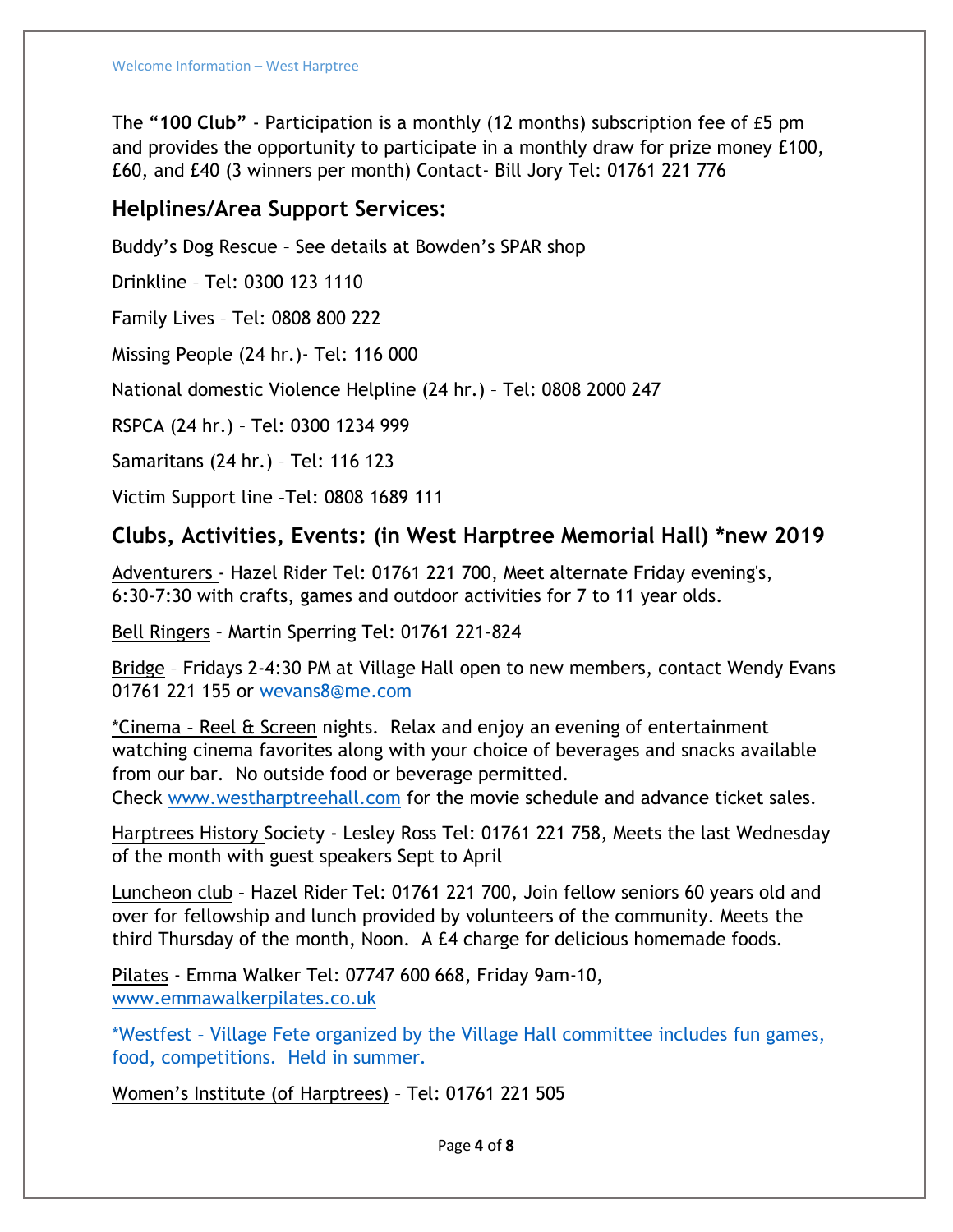The "**100 Club**" - Participation is a monthly (12 months) subscription fee of £5 pm and provides the opportunity to participate in a monthly draw for prize money £100, £60, and £40 (3 winners per month) Contact- Bill Jory Tel: 01761 221 776

## Helplines/Area Support Services:

Buddy's Dog Rescue – See details at Bowden's SPAR shop

Drinkline – Tel: 0300 123 1110

Family Lives – Tel: 0808 800 222

Missing People (24 hr.)- Tel: 116 000

National domestic Violence Helpline (24 hr.) – Tel: 0808 2000 247

RSPCA (24 hr.) – Tel: 0300 1234 999

Samaritans (24 hr.) – Tel: 116 123

Victim Support line –Tel: 0808 1689 111

## Clubs, Activities, Events: (in West Harptree Memorial Hall) *new 2019

Adventurers - Hazel Rider Tel: 01761 221 700, Meet alternate Friday evening's, 6:30-7:30 with crafts, games and outdoor activities for 7 to 11 year olds.

Bell Ringers – Martin Sperring Tel: 01761 221-824

Bridge – Fridays 2-4:30 PM at Village Hall open to new members, contact Wendy Evans 01761 221 155 or wevans8@me.com

*Cinema – Reel & Screen nights. Relax and enjoy an evening of entertainment watching cinema favorites along with your choice of beverages and snacks available from our bar. No outside food or beverage permitted.
Check www.westharptreehall.com for the movie schedule and advance ticket sales.

Harptrees History Society - Lesley Ross Tel: 01761 221 758, Meets the last Wednesday of the month with guest speakers Sept to April

Luncheon club – Hazel Rider Tel: 01761 221 700, Join fellow seniors 60 years old and over for fellowship and lunch provided by volunteers of the community. Meets the third Thursday of the month, Noon. A £4 charge for delicious homemade foods.

Pilates - Emma Walker Tel: 07747 600 668, Friday 9am-10, www.emmawalkerpilates.co.uk

*Westfest – Village Fete organized by the Village Hall committee includes fun games, food, competitions. Held in summer.

Women's Institute (of Harptrees) – Tel: 01761 221 505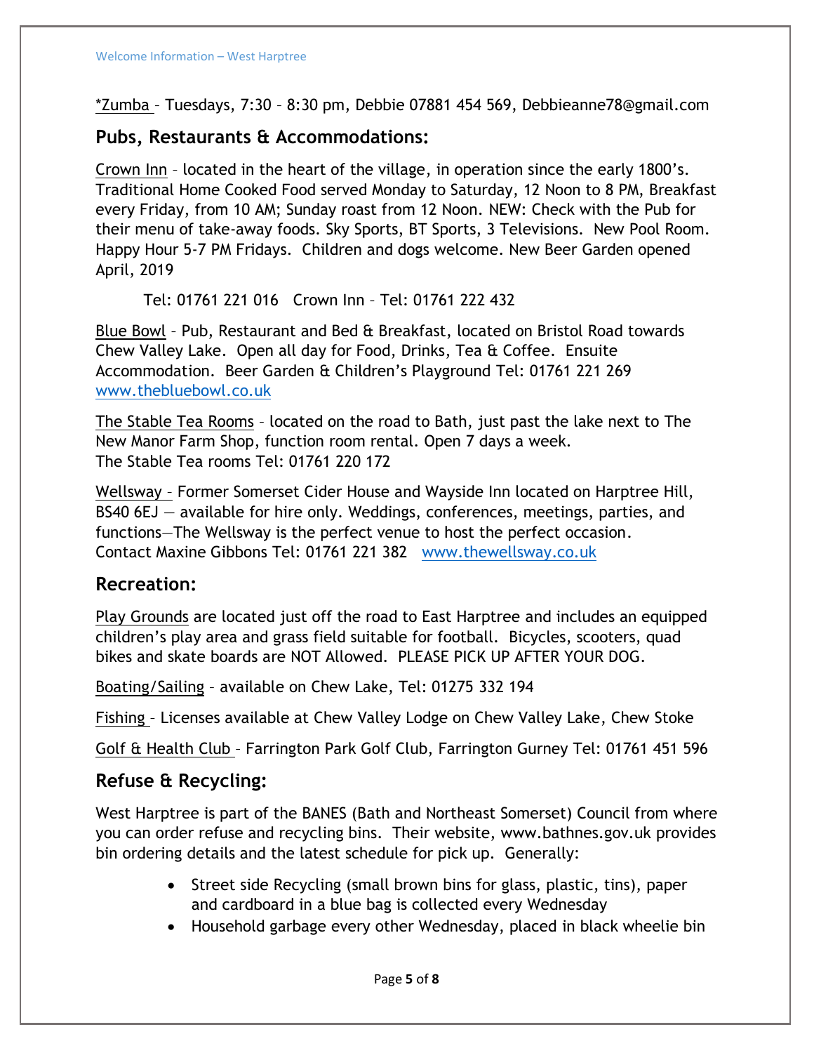*Zumba – Tuesdays, 7:30 – 8:30 pm, Debbie 07881 454 569, Debbieanne78@gmail.com

## Pubs, Restaurants & Accommodations:

Crown Inn – located in the heart of the village, in operation since the early 1800's. Traditional Home Cooked Food served Monday to Saturday, 12 Noon to 8 PM, Breakfast every Friday, from 10 AM; Sunday roast from 12 Noon. NEW: Check with the Pub for their menu of take-away foods. Sky Sports, BT Sports, 3 Televisions. New Pool Room. Happy Hour 5-7 PM Fridays. Children and dogs welcome. New Beer Garden opened April, 2019

Tel: 01761 221 016 Crown Inn – Tel: 01761 222 432

Blue Bowl – Pub, Restaurant and Bed & Breakfast, located on Bristol Road towards Chew Valley Lake. Open all day for Food, Drinks, Tea & Coffee. Ensuite Accommodation. Beer Garden & Children's Playground Tel: 01761 221 269 www.thebluebowl.co.uk

The Stable Tea Rooms – located on the road to Bath, just past the lake next to The New Manor Farm Shop, function room rental. Open 7 days a week.
The Stable Tea rooms Tel: 01761 220 172

Wellsway – Former Somerset Cider House and Wayside Inn located on Harptree Hill, BS40 6EJ — available for hire only. Weddings, conferences, meetings, parties, and functions—The Wellsway is the perfect venue to host the perfect occasion.
Contact Maxine Gibbons Tel: 01761 221 382 www.thewellsway.co.uk

## Recreation:

Play Grounds are located just off the road to East Harptree and includes an equipped children's play area and grass field suitable for football. Bicycles, scooters, quad bikes and skate boards are NOT Allowed. PLEASE PICK UP AFTER YOUR DOG.

Boating/Sailing – available on Chew Lake, Tel: 01275 332 194

Fishing – Licenses available at Chew Valley Lodge on Chew Valley Lake, Chew Stoke

Golf & Health Club – Farrington Park Golf Club, Farrington Gurney Tel: 01761 451 596

## Refuse & Recycling:

West Harptree is part of the BANES (Bath and Northeast Somerset) Council from where you can order refuse and recycling bins. Their website, www.bathnes.gov.uk provides bin ordering details and the latest schedule for pick up. Generally:

- Street side Recycling (small brown bins for glass, plastic, tins), paper and cardboard in a blue bag is collected every Wednesday
- Household garbage every other Wednesday, placed in black wheelie bin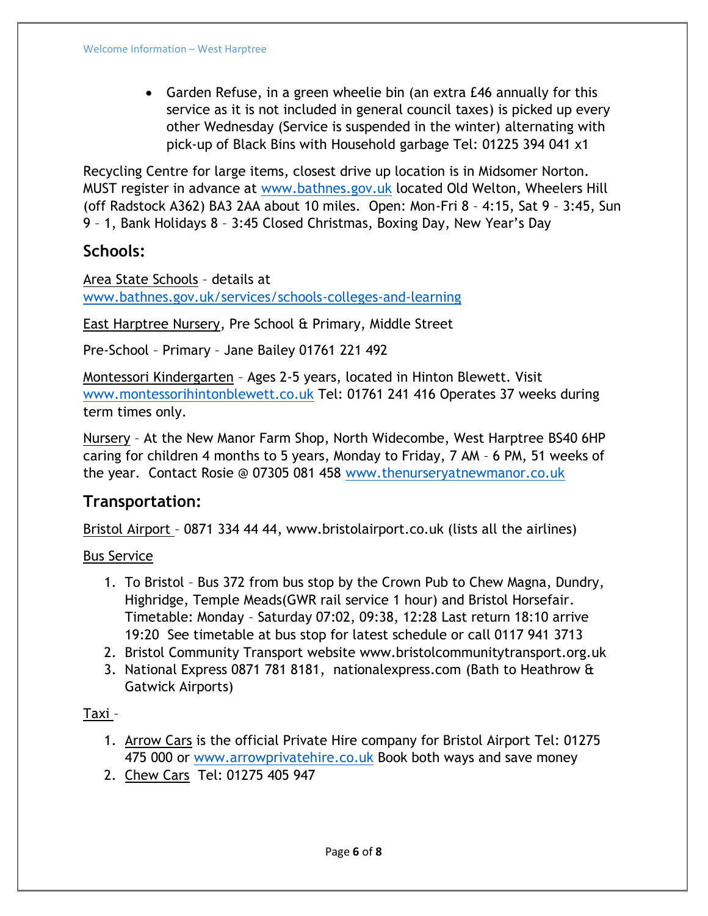- Garden Refuse, in a green wheelie bin (an extra £46 annually for this service as it is not included in general council taxes) is picked up every other Wednesday (Service is suspended in the winter) alternating with pick-up of Black Bins with Household garbage Tel: 01225 394 041 x1

Recycling Centre for large items, closest drive up location is in Midsomer Norton. MUST register in advance at www.bathnes.gov.uk located Old Welton, Wheelers Hill (off Radstock A362) BA3 2AA about 10 miles. Open: Mon-Fri 8 – 4:15, Sat 9 – 3:45, Sun 9 – 1, Bank Holidays 8 – 3:45 Closed Christmas, Boxing Day, New Year's Day

## Schools:

Area State Schools – details at www.bathnes.gov.uk/services/schools-colleges-and-learning

East Harptree Nursery, Pre School & Primary, Middle Street

Pre-School – Primary – Jane Bailey 01761 221 492

Montessori Kindergarten – Ages 2-5 years, located in Hinton Blewett. Visit www.montessorihintonblewett.co.uk Tel: 01761 241 416 Operates 37 weeks during term times only.

Nursery – At the New Manor Farm Shop, North Widecombe, West Harptree BS40 6HP caring for children 4 months to 5 years, Monday to Friday, 7 AM – 6 PM, 51 weeks of the year. Contact Rosie @ 07305 081 458 www.thenurseryatnewmanor.co.uk

## Transportation:

Bristol Airport – 0871 334 44 44, www.bristolairport.co.uk (lists all the airlines)

Bus Service

1. To Bristol – Bus 372 from bus stop by the Crown Pub to Chew Magna, Dundry, Highridge, Temple Meads(GWR rail service 1 hour) and Bristol Horsefair. Timetable: Monday – Saturday 07:02, 09:38, 12:28 Last return 18:10 arrive 19:20 See timetable at bus stop for latest schedule or call 0117 941 3713
2. Bristol Community Transport website www.bristolcommunitytransport.org.uk
3. National Express 0871 781 8181, nationalexpress.com (Bath to Heathrow & Gatwick Airports)

Taxi –

1. Arrow Cars is the official Private Hire company for Bristol Airport Tel: 01275 475 000 or www.arrowprivatehire.co.uk Book both ways and save money
2. Chew Cars Tel: 01275 405 947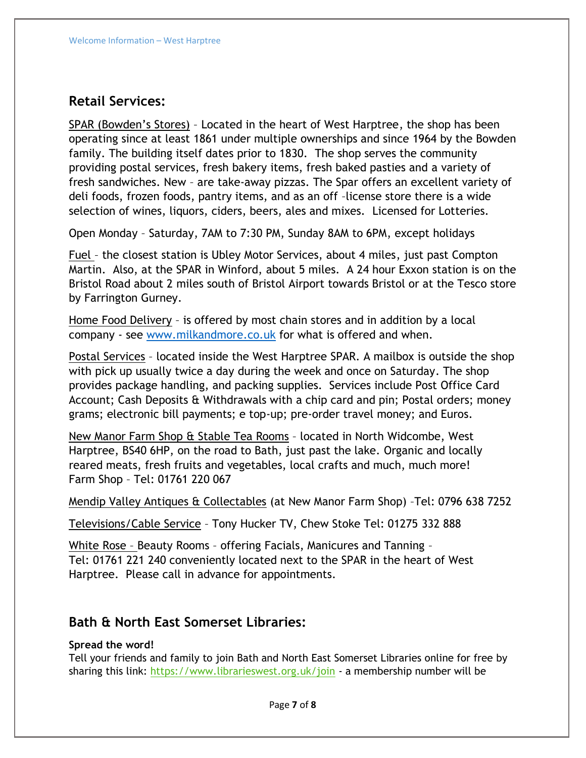## Retail Services:

<u>SPAR (Bowden's Stores)</u> – Located in the heart of West Harptree, the shop has been operating since at least 1861 under multiple ownerships and since 1964 by the Bowden family. The building itself dates prior to 1830. The shop serves the community providing postal services, fresh bakery items, fresh baked pasties and a variety of fresh sandwiches. New – are take-away pizzas. The Spar offers an excellent variety of deli foods, frozen foods, pantry items, and as an off –license store there is a wide selection of wines, liquors, ciders, beers, ales and mixes. Licensed for Lotteries.

Open Monday – Saturday, 7AM to 7:30 PM, Sunday 8AM to 6PM, except holidays

<u>Fuel</u> – the closest station is Ubley Motor Services, about 4 miles, just past Compton Martin. Also, at the SPAR in Winford, about 5 miles. A 24 hour Exxon station is on the Bristol Road about 2 miles south of Bristol Airport towards Bristol or at the Tesco store by Farrington Gurney.

<u>Home Food Delivery</u> – is offered by most chain stores and in addition by a local company - see [www.milkandmore.co.uk](http://www.milkandmore.co.uk) for what is offered and when.

<u>Postal Services</u> – located inside the West Harptree SPAR. A mailbox is outside the shop with pick up usually twice a day during the week and once on Saturday. The shop provides package handling, and packing supplies. Services include Post Office Card Account; Cash Deposits & Withdrawals with a chip card and pin; Postal orders; money grams; electronic bill payments; e top-up; pre-order travel money; and Euros.

<u>New Manor Farm Shop & Stable Tea Rooms</u> – located in North Widcombe, West Harptree, BS40 6HP, on the road to Bath, just past the lake. Organic and locally reared meats, fresh fruits and vegetables, local crafts and much, much more!
Farm Shop – Tel: 01761 220 067

<u>Mendip Valley Antiques & Collectables</u> (at New Manor Farm Shop) –Tel: 0796 638 7252

<u>Televisions/Cable Service</u> – Tony Hucker TV, Chew Stoke Tel: 01275 332 888

<u>White Rose</u> – Beauty Rooms – offering Facials, Manicures and Tanning –
Tel: 01761 221 240 conveniently located next to the SPAR in the heart of West Harptree. Please call in advance for appointments.

## Bath & North East Somerset Libraries:

**Spread the word!**
Tell your friends and family to join Bath and North East Somerset Libraries online for free by sharing this link: [https://www.librarieswest.org.uk/join](https://www.librarieswest.org.uk/join) - a membership number will be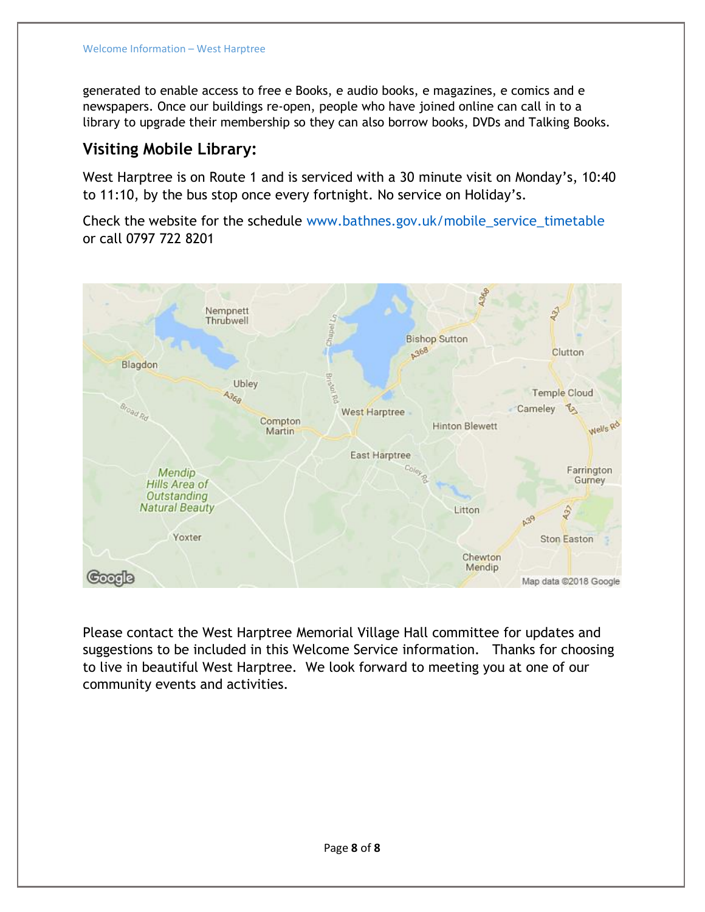generated to enable access to free e Books, e audio books, e magazines, e comics and e newspapers. Once our buildings re-open, people who have joined online can call in to a library to upgrade their membership so they can also borrow books, DVDs and Talking Books.

## Visiting Mobile Library:

West Harptree is on Route 1 and is serviced with a 30 minute visit on Monday's, 10:40 to 11:10, by the bus stop once every fortnight. No service on Holiday's.

Check the website for the schedule www.bathnes.gov.uk/mobile_service_timetable or call 0797 722 8201

Please contact the West Harptree Memorial Village Hall committee for updates and suggestions to be included in this Welcome Service information. Thanks for choosing to live in beautiful West Harptree. We look forward to meeting you at one of our community events and activities.